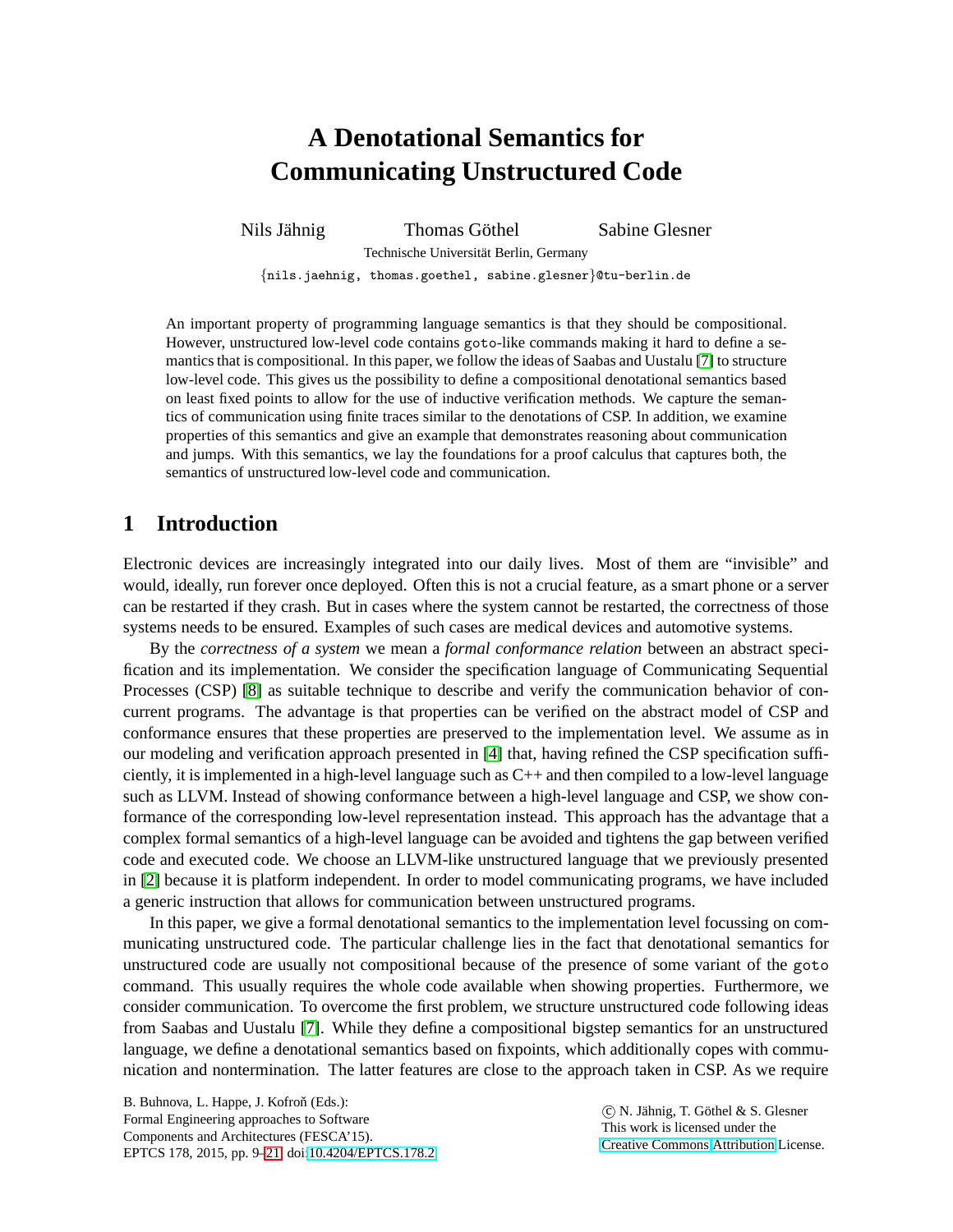# A Denotational Semantics for Communicating Unstructured Code

Nils Jähnig    Thomas Göthel    Sabine Glesner

Technische Universität Berlin, Germany

{nils.jaehnig, thomas.goethel, sabine.glesner}@tu-berlin.de

An important property of programming language semantics is that they should be compositional. However, unstructured low-level code contains goto-like commands making it hard to define a semantics that is compositional. In this paper, we follow the ideas of Saabas and Uustalu [7] to structure low-level code. This gives us the possibility to define a compositional denotational semantics based on least fixed points to allow for the use of inductive verification methods. We capture the semantics of communication using finite traces similar to the denotations of CSP. In addition, we examine properties of this semantics and give an example that demonstrates reasoning about communication and jumps. With this semantics, we lay the foundations for a proof calculus that captures both, the semantics of unstructured low-level code and communication.

## 1 Introduction

Electronic devices are increasingly integrated into our daily lives. Most of them are "invisible" and would, ideally, run forever once deployed. Often this is not a crucial feature, as a smart phone or a server can be restarted if they crash. But in cases where the system cannot be restarted, the correctness of those systems needs to be ensured. Examples of such cases are medical devices and automotive systems.

By the *correctness of a system* we mean a *formal conformance relation* between an abstract specification and its implementation. We consider the specification language of Communicating Sequential Processes (CSP) [8] as suitable technique to describe and verify the communication behavior of concurrent programs. The advantage is that properties can be verified on the abstract model of CSP and conformance ensures that these properties are preserved to the implementation level. We assume as in our modeling and verification approach presented in [4] that, having refined the CSP specification sufficiently, it is implemented in a high-level language such as C++ and then compiled to a low-level language such as LLVM. Instead of showing conformance between a high-level language and CSP, we show conformance of the corresponding low-level representation instead. This approach has the advantage that a complex formal semantics of a high-level language can be avoided and tightens the gap between verified code and executed code. We choose an LLVM-like unstructured language that we previously presented in [2] because it is platform independent. In order to model communicating programs, we have included a generic instruction that allows for communication between unstructured programs.

In this paper, we give a formal denotational semantics to the implementation level focussing on communicating unstructured code. The particular challenge lies in the fact that denotational semantics for unstructured code are usually not compositional because of the presence of some variant of the goto command. This usually requires the whole code available when showing properties. Furthermore, we consider communication. To overcome the first problem, we structure unstructured code following ideas from Saabas and Uustalu [7]. While they define a compositional bigstep semantics for an unstructured language, we define a denotational semantics based on fixpoints, which additionally copes with communication and nontermination. The latter features are close to the approach taken in CSP. As we require

B. Buhnova, L. Happe, J. Kofroň (Eds.):
Formal Engineering approaches to Software
Components and Architectures (FESCA'15).
EPTCS 178, 2015, pp. 9–21, doi:10.4204/EPTCS.178.2

© N. Jähnig, T. Göthel & S. Glesner
This work is licensed under the
Creative Commons Attribution License.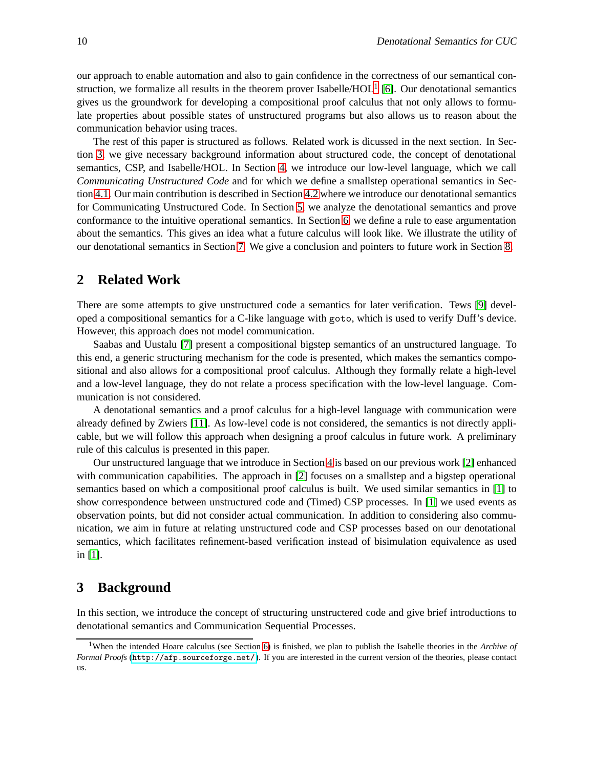our approach to enable automation and also to gain confidence in the correctness of our semantical construction, we formalize all results in the theorem prover Isabelle/HOL[1] [6]. Our denotational semantics gives us the groundwork for developing a compositional proof calculus that not only allows to formulate properties about possible states of unstructured programs but also allows us to reason about the communication behavior using traces.

The rest of this paper is structured as follows. Related work is dicussed in the next section. In Section 3 we give necessary background information about structured code, the concept of denotational semantics, CSP, and Isabelle/HOL. In Section 4 we introduce our low-level language, which we call *Communicating Unstructured Code* and for which we define a smallstep operational semantics in Section 4.1. Our main contribution is described in Section 4.2 where we introduce our denotational semantics for Communicating Unstructured Code. In Section 5 we analyze the denotational semantics and prove conformance to the intuitive operational semantics. In Section 6 we define a rule to ease argumentation about the semantics. This gives an idea what a future calculus will look like. We illustrate the utility of our denotational semantics in Section 7. We give a conclusion and pointers to future work in Section 8.

## 2 Related Work

There are some attempts to give unstructured code a semantics for later verification. Tews [9] developed a compositional semantics for a C-like language with `goto`, which is used to verify Duff's device. However, this approach does not model communication.

Saabas and Uustalu [7] present a compositional bigstep semantics of an unstructured language. To this end, a generic structuring mechanism for the code is presented, which makes the semantics compositional and also allows for a compositional proof calculus. Although they formally relate a high-level and a low-level language, they do not relate a process specification with the low-level language. Communication is not considered.

A denotational semantics and a proof calculus for a high-level language with communication were already defined by Zwiers [11]. As low-level code is not considered, the semantics is not directly applicable, but we will follow this approach when designing a proof calculus in future work. A preliminary rule of this calculus is presented in this paper.

Our unstructured language that we introduce in Section 4 is based on our previous work [2] enhanced with communication capabilities. The approach in [2] focuses on a smallstep and a bigstep operational semantics based on which a compositional proof calculus is built. We used similar semantics in [1] to show correspondence between unstructured code and (Timed) CSP processes. In [1] we used events as observation points, but did not consider actual communication. In addition to considering also communication, we aim in future at relating unstructured code and CSP processes based on our denotational semantics, which facilitates refinement-based verification instead of bisimulation equivalence as used in [1].

## 3 Background

In this section, we introduce the concept of structuring unstructered code and give brief introductions to denotational semantics and Communication Sequential Processes.

[1] When the intended Hoare calculus (see Section 6) is finished, we plan to publish the Isabelle theories in the *Archive of Formal Proofs* (`http://afp.sourceforge.net/`). If you are interested in the current version of the theories, please contact us.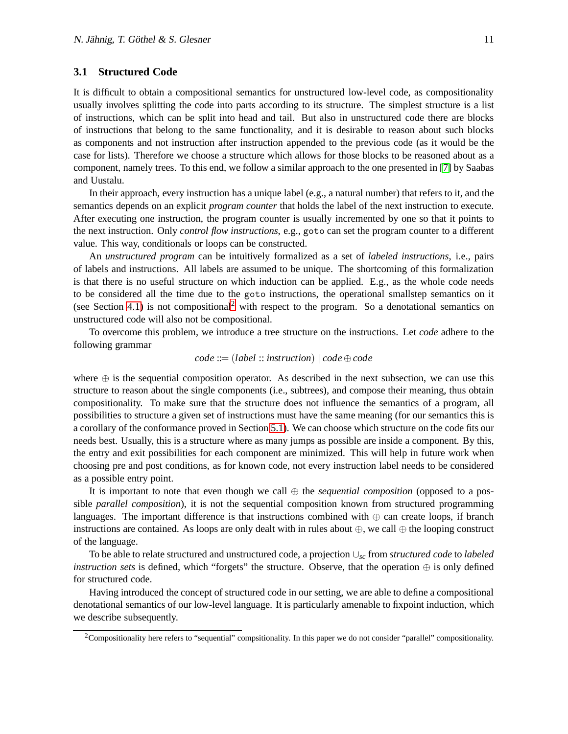### 3.1 Structured Code

It is difficult to obtain a compositional semantics for unstructured low-level code, as compositionality usually involves splitting the code into parts according to its structure. The simplest structure is a list of instructions, which can be split into head and tail. But also in unstructured code there are blocks of instructions that belong to the same functionality, and it is desirable to reason about such blocks as components and not instruction after instruction appended to the previous code (as it would be the case for lists). Therefore we choose a structure which allows for those blocks to be reasoned about as a component, namely trees. To this end, we follow a similar approach to the one presented in [7] by Saabas and Uustalu.

In their approach, every instruction has a unique label (e.g., a natural number) that refers to it, and the semantics depends on an explicit *program counter* that holds the label of the next instruction to execute. After executing one instruction, the program counter is usually incremented by one so that it points to the next instruction. Only *control flow instructions*, e.g., `goto` can set the program counter to a different value. This way, conditionals or loops can be constructed.

An *unstructured program* can be intuitively formalized as a set of *labeled instructions*, i.e., pairs of labels and instructions. All labels are assumed to be unique. The shortcoming of this formalization is that there is no useful structure on which induction can be applied. E.g., as the whole code needs to be considered all the time due to the `goto` instructions, the operational smallstep semantics on it (see Section 4.1) is not compositional[2] with respect to the program. So a denotational semantics on unstructured code will also not be compositional.

To overcome this problem, we introduce a tree structure on the instructions. Let *code* adhere to the following grammar

$$code ::= (label :: instruction) \mid code \oplus code$$

where $\oplus$ is the sequential composition operator. As described in the next subsection, we can use this structure to reason about the single components (i.e., subtrees), and compose their meaning, thus obtain compositionality. To make sure that the structure does not influence the semantics of a program, all possibilities to structure a given set of instructions must have the same meaning (for our semantics this is a corollary of the conformance proved in Section 5.1). We can choose which structure on the code fits our needs best. Usually, this is a structure where as many jumps as possible are inside a component. By this, the entry and exit possibilities for each component are minimized. This will help in future work when choosing pre and post conditions, as for known code, not every instruction label needs to be considered as a possible entry point.

It is important to note that even though we call $\oplus$ the *sequential composition* (opposed to a possible *parallel composition*), it is not the sequential composition known from structured programming languages. The important difference is that instructions combined with $\oplus$ can create loops, if branch instructions are contained. As loops are only dealt with in rules about $\oplus$, we call $\oplus$ the looping construct of the language.

To be able to relate structured and unstructured code, a projection $\cup_{sc}$ from *structured code* to *labeled instruction sets* is defined, which "forgets" the structure. Observe, that the operation $\oplus$ is only defined for structured code.

Having introduced the concept of structured code in our setting, we are able to define a compositional denotational semantics of our low-level language. It is particularly amenable to fixpoint induction, which we describe subsequently.

---

[2] Compositionality here refers to "sequential" compsitionality. In this paper we do not consider "parallel" compositionality.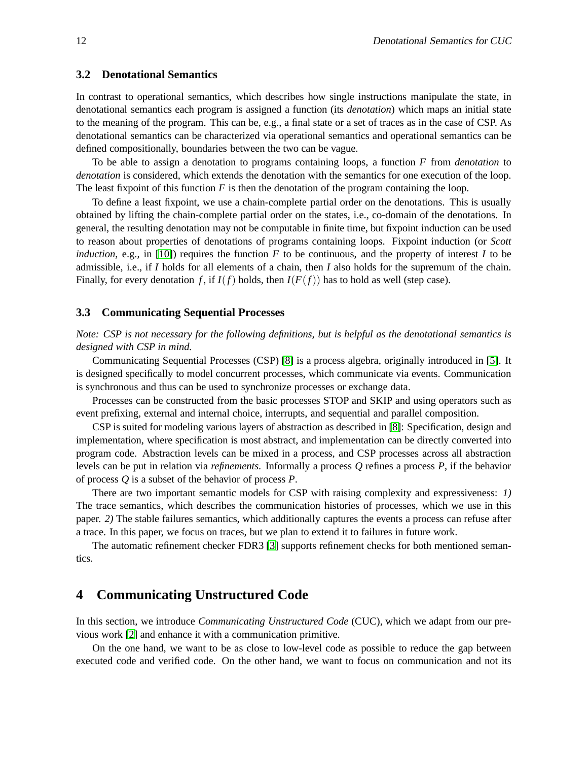### 3.2 Denotational Semantics

In contrast to operational semantics, which describes how single instructions manipulate the state, in denotational semantics each program is assigned a function (its *denotation*) which maps an initial state to the meaning of the program. This can be, e.g., a final state or a set of traces as in the case of CSP. As denotational semantics can be characterized via operational semantics and operational semantics can be defined compositionally, boundaries between the two can be vague.

To be able to assign a denotation to programs containing loops, a function $F$ from *denotation* to *denotation* is considered, which extends the denotation with the semantics for one execution of the loop. The least fixpoint of this function $F$ is then the denotation of the program containing the loop.

To define a least fixpoint, we use a chain-complete partial order on the denotations. This is usually obtained by lifting the chain-complete partial order on the states, i.e., co-domain of the denotations. In general, the resulting denotation may not be computable in finite time, but fixpoint induction can be used to reason about properties of denotations of programs containing loops. Fixpoint induction (or *Scott induction*, e.g., in [10]) requires the function $F$ to be continuous, and the property of interest $I$ to be admissible, i.e., if $I$ holds for all elements of a chain, then $I$ also holds for the supremum of the chain. Finally, for every denotation $f$, if $I(f)$ holds, then $I(F(f))$ has to hold as well (step case).

### 3.3 Communicating Sequential Processes

*Note: CSP is not necessary for the following definitions, but is helpful as the denotational semantics is designed with CSP in mind.*

Communicating Sequential Processes (CSP) [8] is a process algebra, originally introduced in [5]. It is designed specifically to model concurrent processes, which communicate via events. Communication is synchronous and thus can be used to synchronize processes or exchange data.

Processes can be constructed from the basic processes STOP and SKIP and using operators such as event prefixing, external and internal choice, interrupts, and sequential and parallel composition.

CSP is suited for modeling various layers of abstraction as described in [8]: Specification, design and implementation, where specification is most abstract, and implementation can be directly converted into program code. Abstraction levels can be mixed in a process, and CSP processes across all abstraction levels can be put in relation via *refinements*. Informally a process $Q$ refines a process $P$, if the behavior of process $Q$ is a subset of the behavior of process $P$.

There are two important semantic models for CSP with raising complexity and expressiveness: *1)* The trace semantics, which describes the communication histories of processes, which we use in this paper. *2)* The stable failures semantics, which additionally captures the events a process can refuse after a trace. In this paper, we focus on traces, but we plan to extend it to failures in future work.

The automatic refinement checker FDR3 [3] supports refinement checks for both mentioned semantics.

## 4 Communicating Unstructured Code

In this section, we introduce *Communicating Unstructured Code* (CUC), which we adapt from our previous work [2] and enhance it with a communication primitive.

On the one hand, we want to be as close to low-level code as possible to reduce the gap between executed code and verified code. On the other hand, we want to focus on communication and not its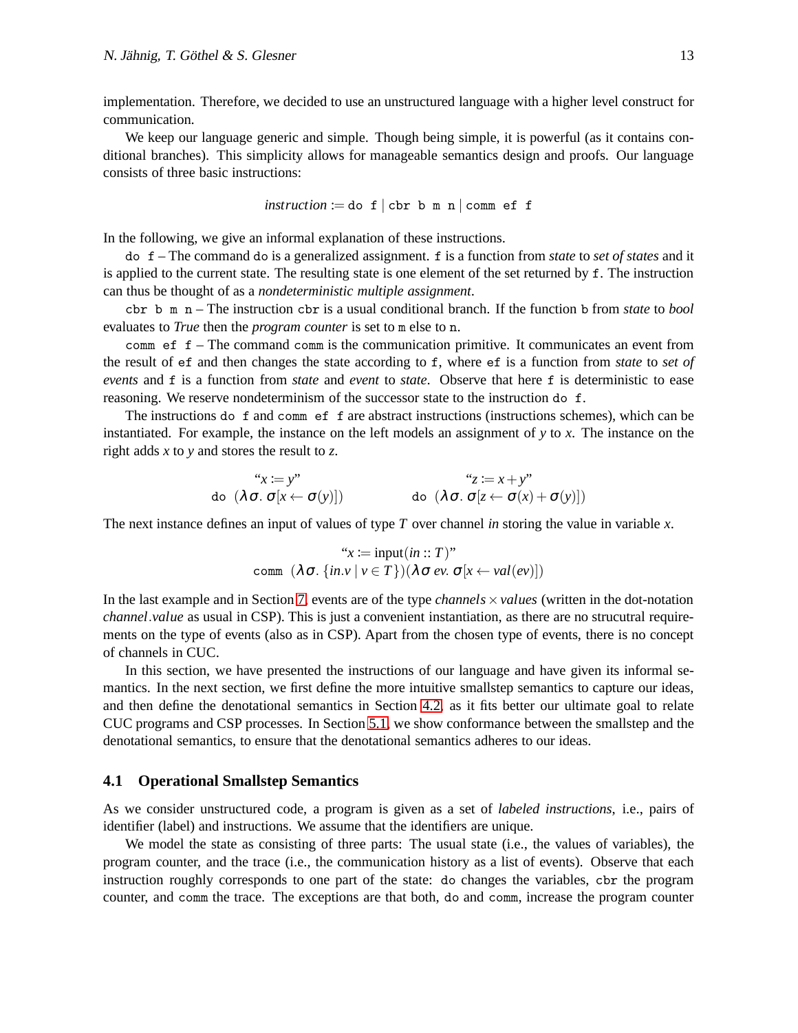implementation. Therefore, we decided to use an unstructured language with a higher level construct for communication.

We keep our language generic and simple. Though being simple, it is powerful (as it contains conditional branches). This simplicity allows for manageable semantics design and proofs. Our language consists of three basic instructions:

$$\textit{instruction} := \texttt{do f} \mid \texttt{cbr b m n} \mid \texttt{comm ef f}$$

In the following, we give an informal explanation of these instructions.

`do f` – The command `do` is a generalized assignment. `f` is a function from *state* to *set of states* and it is applied to the current state. The resulting state is one element of the set returned by `f`. The instruction can thus be thought of as a *nondeterministic multiple assignment*.

`cbr b m n` – The instruction `cbr` is a usual conditional branch. If the function `b` from *state* to *bool* evaluates to *True* then the *program counter* is set to `m` else to `n`.

`comm ef f` – The command `comm` is the communication primitive. It communicates an event from the result of `ef` and then changes the state according to `f`, where `ef` is a function from *state* to *set of events* and `f` is a function from *state* and *event* to *state*. Observe that here `f` is deterministic to ease reasoning. We reserve nondeterminism of the successor state to the instruction `do f`.

The instructions `do f` and `comm ef f` are abstract instructions (instructions schemes), which can be instantiated. For example, the instance on the left models an assignment of $y$ to $x$. The instance on the right adds $x$ to $y$ and stores the result to $z$.

$$\overset{\text{“}x := y\text{”}}{\texttt{do}\ (\lambda\sigma.\ \sigma[x \leftarrow \sigma(y)])} \qquad\qquad \overset{\text{“}z := x+y\text{”}}{\texttt{do}\ (\lambda\sigma.\ \sigma[z \leftarrow \sigma(x)+\sigma(y)])}$$

The next instance defines an input of values of type $T$ over channel *in* storing the value in variable $x$.

$$\overset{\text{“}x := \text{input}(in :: T)\text{”}}{\texttt{comm}\ (\lambda\sigma.\ \{in.v \mid v \in T\})(\lambda\sigma\ ev.\ \sigma[x \leftarrow val(ev)])}$$

In the last example and in Section 7, events are of the type *channels* $\times$ *values* (written in the dot-notation *channel*.*value* as usual in CSP). This is just a convenient instantiation, as there are no strucutral requirements on the type of events (also as in CSP). Apart from the chosen type of events, there is no concept of channels in CUC.

In this section, we have presented the instructions of our language and have given its informal semantics. In the next section, we first define the more intuitive smallstep semantics to capture our ideas, and then define the denotational semantics in Section 4.2, as it fits better our ultimate goal to relate CUC programs and CSP processes. In Section 5.1, we show conformance between the smallstep and the denotational semantics, to ensure that the denotational semantics adheres to our ideas.

### 4.1 Operational Smallstep Semantics

As we consider unstructured code, a program is given as a set of *labeled instructions*, i.e., pairs of identifier (label) and instructions. We assume that the identifiers are unique.

We model the state as consisting of three parts: The usual state (i.e., the values of variables), the program counter, and the trace (i.e., the communication history as a list of events). Observe that each instruction roughly corresponds to one part of the state: `do` changes the variables, `cbr` the program counter, and `comm` the trace. The exceptions are that both, `do` and `comm`, increase the program counter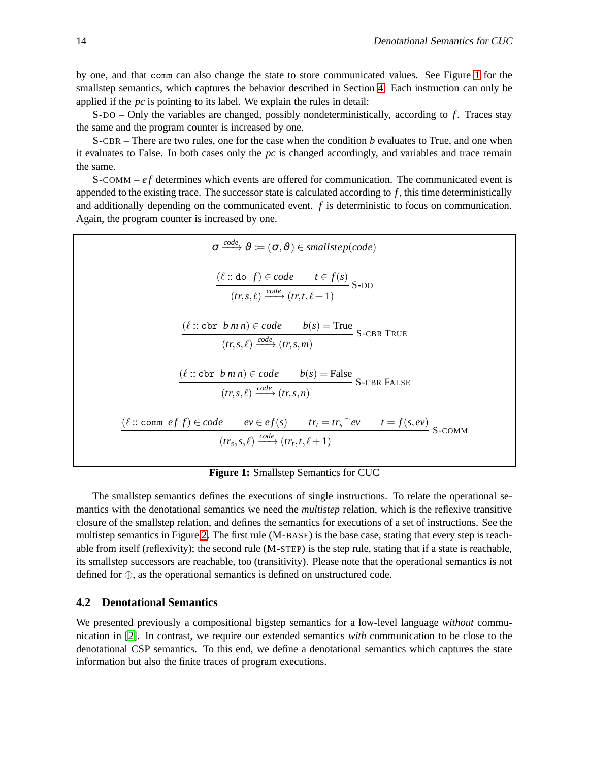by one, and that `comm` can also change the state to store communicated values. See Figure 1 for the smallstep semantics, which captures the behavior described in Section 4. Each instruction can only be applied if the *pc* is pointing to its label. We explain the rules in detail:

S-DO – Only the variables are changed, possibly nondeterministically, according to $f$. Traces stay the same and the program counter is increased by one.

S-CBR – There are two rules, one for the case when the condition $b$ evaluates to True, and one when it evaluates to False. In both cases only the *pc* is changed accordingly, and variables and trace remain the same.

S-COMM – $ef$ determines which events are offered for communication. The communicated event is appended to the existing trace. The successor state is calculated according to $f$, this time deterministically and additionally depending on the communicated event. $f$ is deterministic to focus on communication. Again, the program counter is increased by one.

$$\sigma \xrightarrow{code} \vartheta \coloneqq (\sigma, \vartheta) \in smallstep(code)$$

$$\frac{(\ell :: \texttt{do}\ \ f) \in code \qquad t \in f(s)}{(tr, s, \ell) \xrightarrow{code} (tr, t, \ell + 1)}\ \text{S-DO}$$

$$\frac{(\ell :: \texttt{cbr}\ \ b\ m\ n) \in code \qquad b(s) = \text{True}}{(tr, s, \ell) \xrightarrow{code} (tr, s, m)}\ \text{S-CBR TRUE}$$

$$\frac{(\ell :: \texttt{cbr}\ \ b\ m\ n) \in code \qquad b(s) = \text{False}}{(tr, s, \ell) \xrightarrow{code} (tr, s, n)}\ \text{S-CBR FALSE}$$

$$\frac{(\ell :: \texttt{comm}\ \ ef\ f) \in code \qquad ev \in ef(s) \qquad tr_t = tr_s {}^\frown ev \qquad t = f(s, ev)}{(tr_s, s, \ell) \xrightarrow{code} (tr_t, t, \ell + 1)}\ \text{S-COMM}$$

**Figure 1:** Smallstep Semantics for CUC

The smallstep semantics defines the executions of single instructions. To relate the operational semantics with the denotational semantics we need the *multistep* relation, which is the reflexive transitive closure of the smallstep relation, and defines the semantics for executions of a set of instructions. See the multistep semantics in Figure 2. The first rule (M-BASE) is the base case, stating that every step is reachable from itself (reflexivity); the second rule (M-STEP) is the step rule, stating that if a state is reachable, its smallstep successors are reachable, too (transitivity). Please note that the operational semantics is not defined for $\oplus$, as the operational semantics is defined on unstructured code.

### 4.2 Denotational Semantics

We presented previously a compositional bigstep semantics for a low-level language *without* communication in [2]. In contrast, we require our extended semantics *with* communication to be close to the denotational CSP semantics. To this end, we define a denotational semantics which captures the state information but also the finite traces of program executions.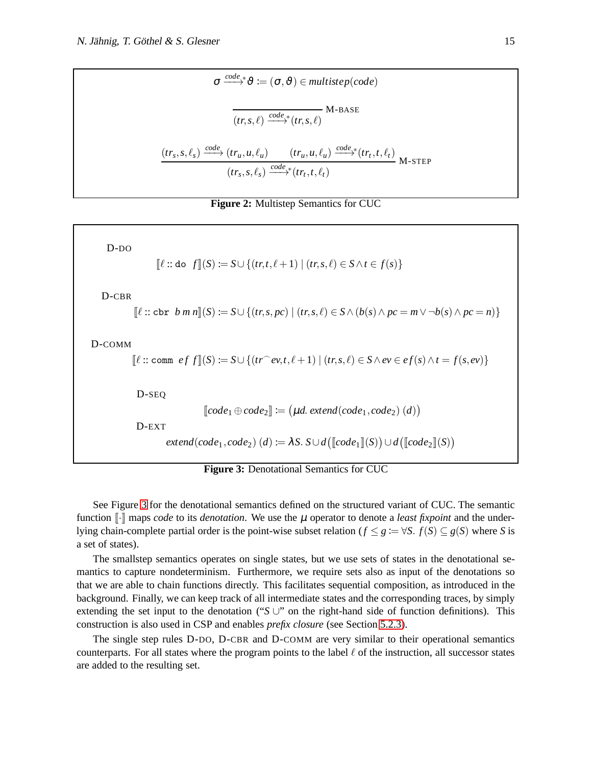$$\sigma \xrightarrow{code}{}^{*} \vartheta := (\sigma, \vartheta) \in multistep(code)$$

$$\frac{}{(tr, s, \ell) \xrightarrow{code}{}^{*} (tr, s, \ell)} \text{ M-BASE}$$

$$\frac{(tr_s, s, \ell_s) \xrightarrow{code} (tr_u, u, \ell_u) \qquad (tr_u, u, \ell_u) \xrightarrow{code}{}^{*} (tr_t, t, \ell_t)}{(tr_s, s, \ell_s) \xrightarrow{code}{}^{*} (tr_t, t, \ell_t)} \text{ M-STEP}$$

**Figure 2:** Multistep Semantics for CUC

D-DO

$$[\![\ell :: \texttt{do}\ \ f]\!](S) := S \cup \{(tr, t, \ell + 1) \mid (tr, s, \ell) \in S \wedge t \in f(s)\}$$

D-CBR

$$[\![\ell :: \texttt{cbr}\ \ b\ m\ n]\!](S) := S \cup \{(tr, s, pc) \mid (tr, s, \ell) \in S \wedge (b(s) \wedge pc = m \vee \neg b(s) \wedge pc = n)\}$$

D-COMM

$$[\![\ell :: \texttt{comm}\ \ ef\ f]\!](S) := S \cup \{(tr^\frown ev, t, \ell + 1) \mid (tr, s, \ell) \in S \wedge ev \in ef(s) \wedge t = f(s, ev)\}$$

D-SEQ

$$[\![code_1 \oplus code_2]\!] := \big(\mu d.\ extend(code_1, code_2)\ (d)\big)$$

D-EXT

$$extend(code_1, code_2)\ (d) := \lambda S.\ S \cup d\big([\![code_1]\!](S)\big) \cup d\big([\![code_2]\!](S)\big)$$

**Figure 3:** Denotational Semantics for CUC

See Figure 3 for the denotational semantics defined on the structured variant of CUC. The semantic function $[\![\cdot]\!]$ maps *code* to its *denotation*. We use the $\mu$ operator to denote a *least fixpoint* and the underlying chain-complete partial order is the point-wise subset relation ($f \leq g := \forall S.\ f(S) \subseteq g(S)$ where $S$ is a set of states).

The smallstep semantics operates on single states, but we use sets of states in the denotational semantics to capture nondeterminism. Furthermore, we require sets also as input of the denotations so that we are able to chain functions directly. This facilitates sequential composition, as introduced in the background. Finally, we can keep track of all intermediate states and the corresponding traces, by simply extending the set input to the denotation ("$S \cup$" on the right-hand side of function definitions). This construction is also used in CSP and enables *prefix closure* (see Section 5.2.3).

The single step rules D-DO, D-CBR and D-COMM are very similar to their operational semantics counterparts. For all states where the program points to the label $\ell$ of the instruction, all successor states are added to the resulting set.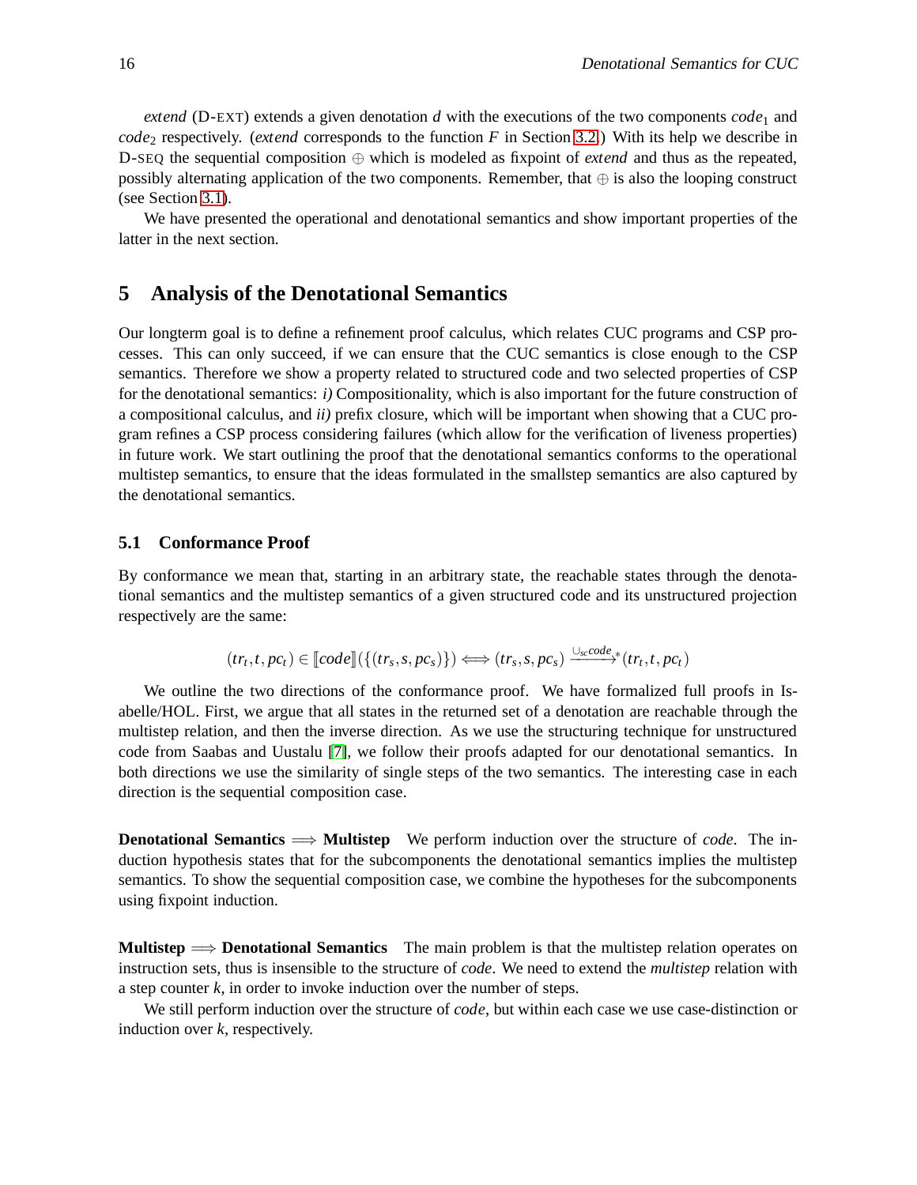*extend* (D-EXT) extends a given denotation $d$ with the executions of the two components $code_1$ and $code_2$ respectively. (*extend* corresponds to the function $F$ in Section 3.2.) With its help we describe in D-SEQ the sequential composition $\oplus$ which is modeled as fixpoint of *extend* and thus as the repeated, possibly alternating application of the two components. Remember, that $\oplus$ is also the looping construct (see Section 3.1).

We have presented the operational and denotational semantics and show important properties of the latter in the next section.

## 5 Analysis of the Denotational Semantics

Our longterm goal is to define a refinement proof calculus, which relates CUC programs and CSP processes. This can only succeed, if we can ensure that the CUC semantics is close enough to the CSP semantics. Therefore we show a property related to structured code and two selected properties of CSP for the denotational semantics: *i)* Compositionality, which is also important for the future construction of a compositional calculus, and *ii)* prefix closure, which will be important when showing that a CUC program refines a CSP process considering failures (which allow for the verification of liveness properties) in future work. We start outlining the proof that the denotational semantics conforms to the operational multistep semantics, to ensure that the ideas formulated in the smallstep semantics are also captured by the denotational semantics.

### 5.1 Conformance Proof

By conformance we mean that, starting in an arbitrary state, the reachable states through the denotational semantics and the multistep semantics of a given structured code and its unstructured projection respectively are the same:

$$(tr_t, t, pc_t) \in [\![code]\!](\{(tr_s, s, pc_s)\}) \Longleftrightarrow (tr_s, s, pc_s) \xrightarrow{\cup_{sc} code}{}^{*} (tr_t, t, pc_t)$$

We outline the two directions of the conformance proof. We have formalized full proofs in Isabelle/HOL. First, we argue that all states in the returned set of a denotation are reachable through the multistep relation, and then the inverse direction. As we use the structuring technique for unstructured code from Saabas and Uustalu [7], we follow their proofs adapted for our denotational semantics. In both directions we use the similarity of single steps of the two semantics. The interesting case in each direction is the sequential composition case.

**Denotational Semantics $\Longrightarrow$ Multistep** We perform induction over the structure of *code*. The induction hypothesis states that for the subcomponents the denotational semantics implies the multistep semantics. To show the sequential composition case, we combine the hypotheses for the subcomponents using fixpoint induction.

**Multistep $\Longrightarrow$ Denotational Semantics** The main problem is that the multistep relation operates on instruction sets, thus is insensible to the structure of *code*. We need to extend the *multistep* relation with a step counter $k$, in order to invoke induction over the number of steps.

We still perform induction over the structure of *code*, but within each case we use case-distinction or induction over $k$, respectively.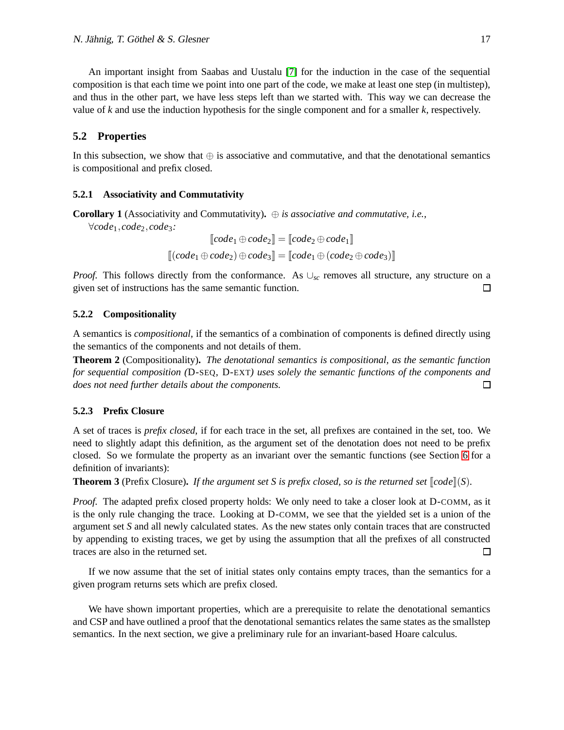An important insight from Saabas and Uustalu [7] for the induction in the case of the sequential composition is that each time we point into one part of the code, we make at least one step (in multistep), and thus in the other part, we have less steps left than we started with. This way we can decrease the value of $k$ and use the induction hypothesis for the single component and for a smaller $k$, respectively.

## 5.2 Properties

In this subsection, we show that $\oplus$ is associative and commutative, and that the denotational semantics is compositional and prefix closed.

### 5.2.1 Associativity and Commutativity

**Corollary 1** (Associativity and Commutativity)**.** *$\oplus$ is associative and commutative, i.e., $\forall code_1, code_2, code_3$:*

$$[\![code_1 \oplus code_2]\!] = [\![code_2 \oplus code_1]\!]$$

$$[\![(code_1 \oplus code_2) \oplus code_3]\!] = [\![code_1 \oplus (code_2 \oplus code_3)]\!]$$

*Proof.* This follows directly from the conformance. As $\cup_{sc}$ removes all structure, any structure on a given set of instructions has the same semantic function. □

### 5.2.2 Compositionality

A semantics is *compositional*, if the semantics of a combination of components is defined directly using the semantics of the components and not details of them.

**Theorem 2** (Compositionality)**.** *The denotational semantics is compositional, as the semantic function for sequential composition (*D-SEQ*,* D-EXT*) uses solely the semantic functions of the components and does not need further details about the components.* □

### 5.2.3 Prefix Closure

A set of traces is *prefix closed*, if for each trace in the set, all prefixes are contained in the set, too. We need to slightly adapt this definition, as the argument set of the denotation does not need to be prefix closed. So we formulate the property as an invariant over the semantic functions (see Section 6 for a definition of invariants):

**Theorem 3** (Prefix Closure)**.** *If the argument set $S$ is prefix closed, so is the returned set $[\![code]\!](S)$.*

*Proof.* The adapted prefix closed property holds: We only need to take a closer look at D-COMM, as it is the only rule changing the trace. Looking at D-COMM, we see that the yielded set is a union of the argument set $S$ and all newly calculated states. As the new states only contain traces that are constructed by appending to existing traces, we get by using the assumption that all the prefixes of all constructed traces are also in the returned set. □

If we now assume that the set of initial states only contains empty traces, than the semantics for a given program returns sets which are prefix closed.

We have shown important properties, which are a prerequisite to relate the denotational semantics and CSP and have outlined a proof that the denotational semantics relates the same states as the smallstep semantics. In the next section, we give a preliminary rule for an invariant-based Hoare calculus.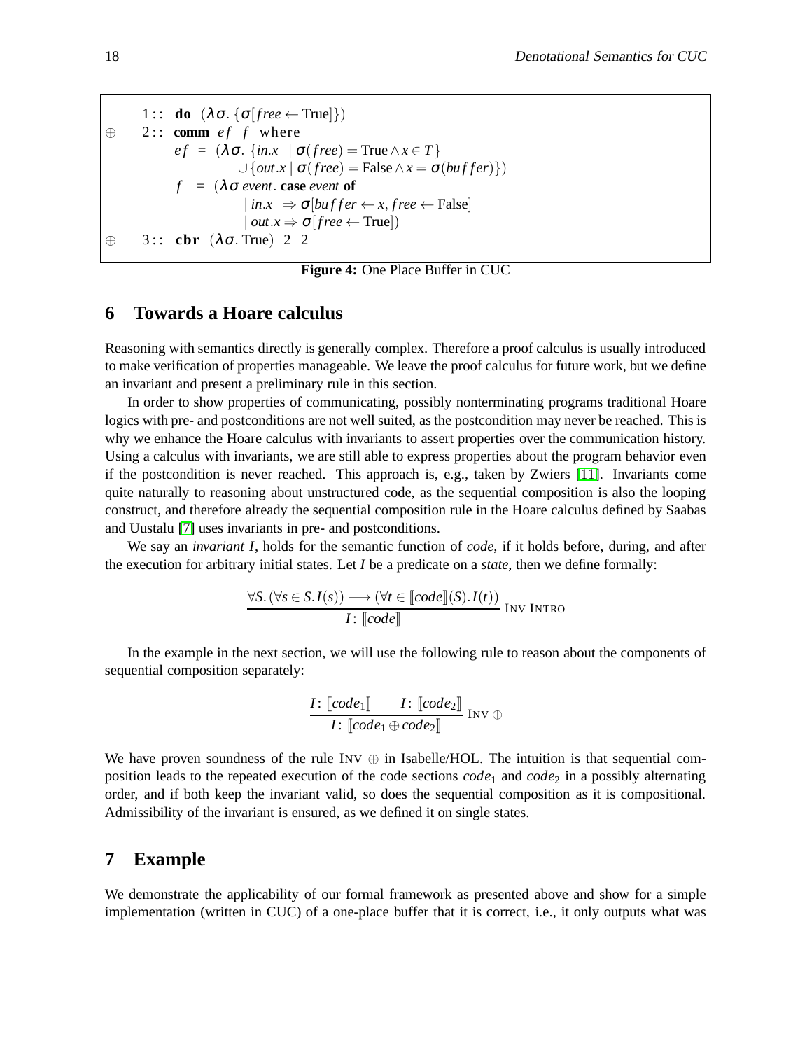```
   1 ::  do  (λσ. {σ[free ← True]})
⊕  2 ::  comm  ef  f  where
           ef  =  (λσ. {in.x  | σ(free) = True ∧ x ∈ T}
                      ∪ {out.x | σ(free) = False ∧ x = σ(buffer)})
           f   =  (λσ event. case event of
                      | in.x  ⇒ σ[buffer ← x, free ← False]
                      | out.x ⇒ σ[free ← True])
⊕  3 ::  cbr  (λσ. True)  2  2
```

**Figure 4:** One Place Buffer in CUC

## 6 Towards a Hoare calculus

Reasoning with semantics directly is generally complex. Therefore a proof calculus is usually introduced to make verification of properties manageable. We leave the proof calculus for future work, but we define an invariant and present a preliminary rule in this section.

In order to show properties of communicating, possibly nonterminating programs traditional Hoare logics with pre- and postconditions are not well suited, as the postcondition may never be reached. This is why we enhance the Hoare calculus with invariants to assert properties over the communication history. Using a calculus with invariants, we are still able to express properties about the program behavior even if the postcondition is never reached. This approach is, e.g., taken by Zwiers [11]. Invariants come quite naturally to reasoning about unstructured code, as the sequential composition is also the looping construct, and therefore already the sequential composition rule in the Hoare calculus defined by Saabas and Uustalu [7] uses invariants in pre- and postconditions.

We say an *invariant* $I$, holds for the semantic function of *code*, if it holds before, during, and after the execution for arbitrary initial states. Let $I$ be a predicate on a *state*, then we define formally:

$$\frac{\forall S. (\forall s \in S. I(s)) \longrightarrow (\forall t \in [\![code]\!](S). I(t))}{I \colon [\![code]\!]} \text{ Inv Intro}$$

In the example in the next section, we will use the following rule to reason about the components of sequential composition separately:

$$\frac{I \colon [\![code_1]\!] \qquad I \colon [\![code_2]\!]}{I \colon [\![code_1 \oplus code_2]\!]} \text{ Inv } \oplus$$

We have proven soundness of the rule Inv $\oplus$ in Isabelle/HOL. The intuition is that sequential composition leads to the repeated execution of the code sections $code_1$ and $code_2$ in a possibly alternating order, and if both keep the invariant valid, so does the sequential composition as it is compositional. Admissibility of the invariant is ensured, as we defined it on single states.

## 7 Example

We demonstrate the applicability of our formal framework as presented above and show for a simple implementation (written in CUC) of a one-place buffer that it is correct, i.e., it only outputs what was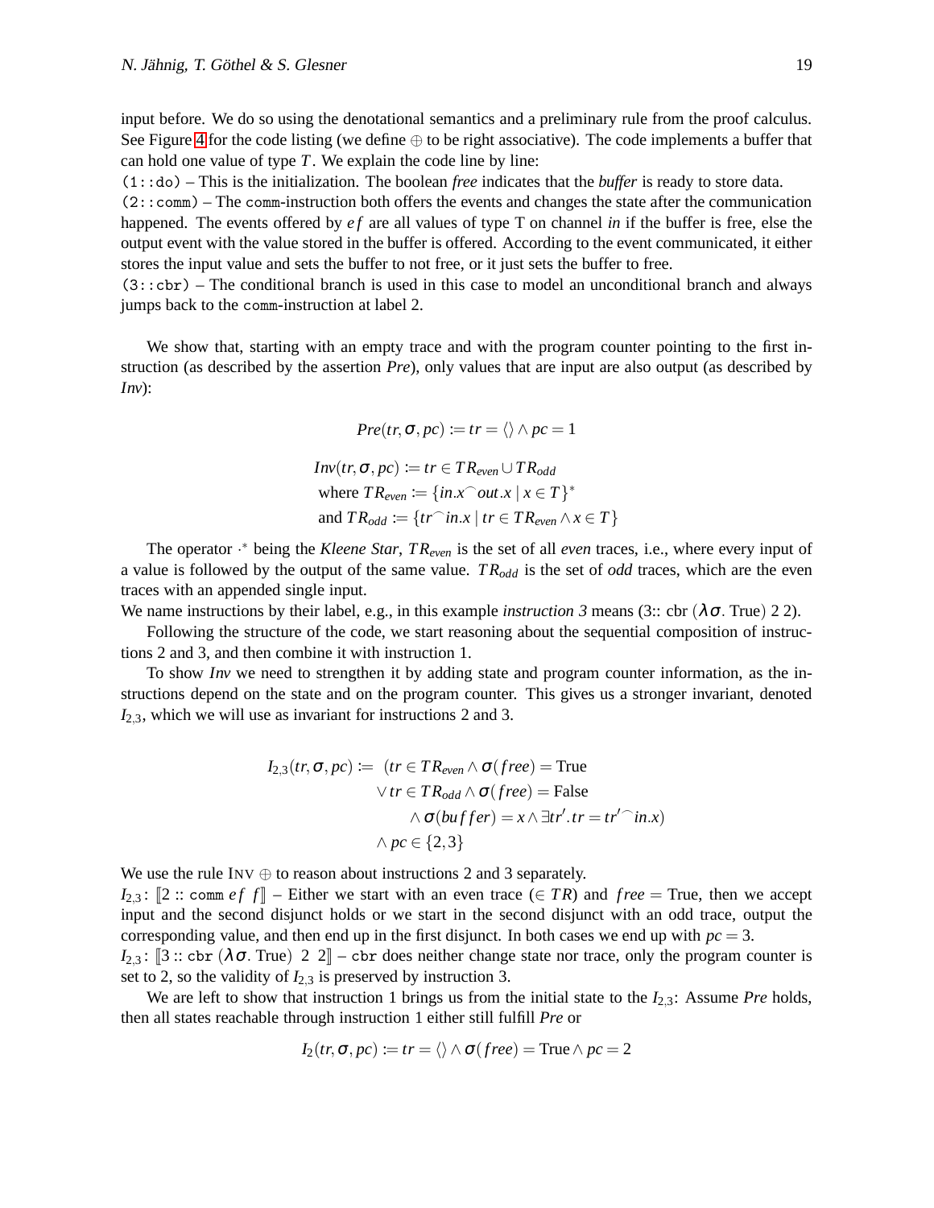input before. We do so using the denotational semantics and a preliminary rule from the proof calculus. See Figure 4 for the code listing (we define $\oplus$ to be right associative). The code implements a buffer that can hold one value of type $T$. We explain the code line by line:

(`1::do`) – This is the initialization. The boolean *free* indicates that the *buffer* is ready to store data.

(`2::comm`) – The `comm`-instruction both offers the events and changes the state after the communication happened. The events offered by $ef$ are all values of type T on channel *in* if the buffer is free, else the output event with the value stored in the buffer is offered. According to the event communicated, it either stores the input value and sets the buffer to not free, or it just sets the buffer to free.

(`3::cbr`) – The conditional branch is used in this case to model an unconditional branch and always jumps back to the `comm`-instruction at label 2.

We show that, starting with an empty trace and with the program counter pointing to the first instruction (as described by the assertion *Pre*), only values that are input are also output (as described by *Inv*):

$$Pre(tr,\sigma,pc) \coloneqq tr = \langle\rangle \wedge pc = 1$$

$$\begin{aligned}
&Inv(tr,\sigma,pc) \coloneqq tr \in TR_{even} \cup TR_{odd}\\
&\text{ where } TR_{even} \coloneqq \{in.x ^\frown out.x \mid x \in T\}^*\\
&\text{ and } TR_{odd} \coloneqq \{tr ^\frown in.x \mid tr \in TR_{even} \wedge x \in T\}
\end{aligned}$$

The operator $\cdot^*$ being the *Kleene Star*, $TR_{even}$ is the set of all *even* traces, i.e., where every input of a value is followed by the output of the same value. $TR_{odd}$ is the set of *odd* traces, which are the even traces with an appended single input.

We name instructions by their label, e.g., in this example *instruction 3* means (3:: cbr ($\lambda\sigma$. True) 2 2).

Following the structure of the code, we start reasoning about the sequential composition of instructions 2 and 3, and then combine it with instruction 1.

To show *Inv* we need to strengthen it by adding state and program counter information, as the instructions depend on the state and on the program counter. This gives us a stronger invariant, denoted $I_{2,3}$, which we will use as invariant for instructions 2 and 3.

$$\begin{aligned}
I_{2,3}(tr,\sigma,pc) \coloneqq\ & (tr \in TR_{even} \wedge \sigma(free) = \text{True}\\
&\vee tr \in TR_{odd} \wedge \sigma(free) = \text{False}\\
&\quad \wedge \sigma(buffer) = x \wedge \exists tr'.\, tr = tr' ^\frown in.x)\\
&\wedge pc \in \{2,3\}
\end{aligned}$$

We use the rule INV $\oplus$ to reason about instructions 2 and 3 separately.

$I_{2,3}$: $[\![2 :: \texttt{comm}\ ef\ f]\!]$ – Either we start with an even trace ($\in TR$) and $free = \text{True}$, then we accept input and the second disjunct holds or we start in the second disjunct with an odd trace, output the corresponding value, and then end up in the first disjunct. In both cases we end up with $pc = 3$.

$I_{2,3}$: $[\![3 :: \texttt{cbr}\ (\lambda\sigma.\ \text{True})\ \ 2\ \ 2]\!]$ – `cbr` does neither change state nor trace, only the program counter is set to 2, so the validity of $I_{2,3}$ is preserved by instruction 3.

We are left to show that instruction 1 brings us from the initial state to the $I_{2,3}$: Assume *Pre* holds, then all states reachable through instruction 1 either still fulfill *Pre* or

$$I_2(tr,\sigma,pc) \coloneqq tr = \langle\rangle \wedge \sigma(free) = \text{True} \wedge pc = 2$$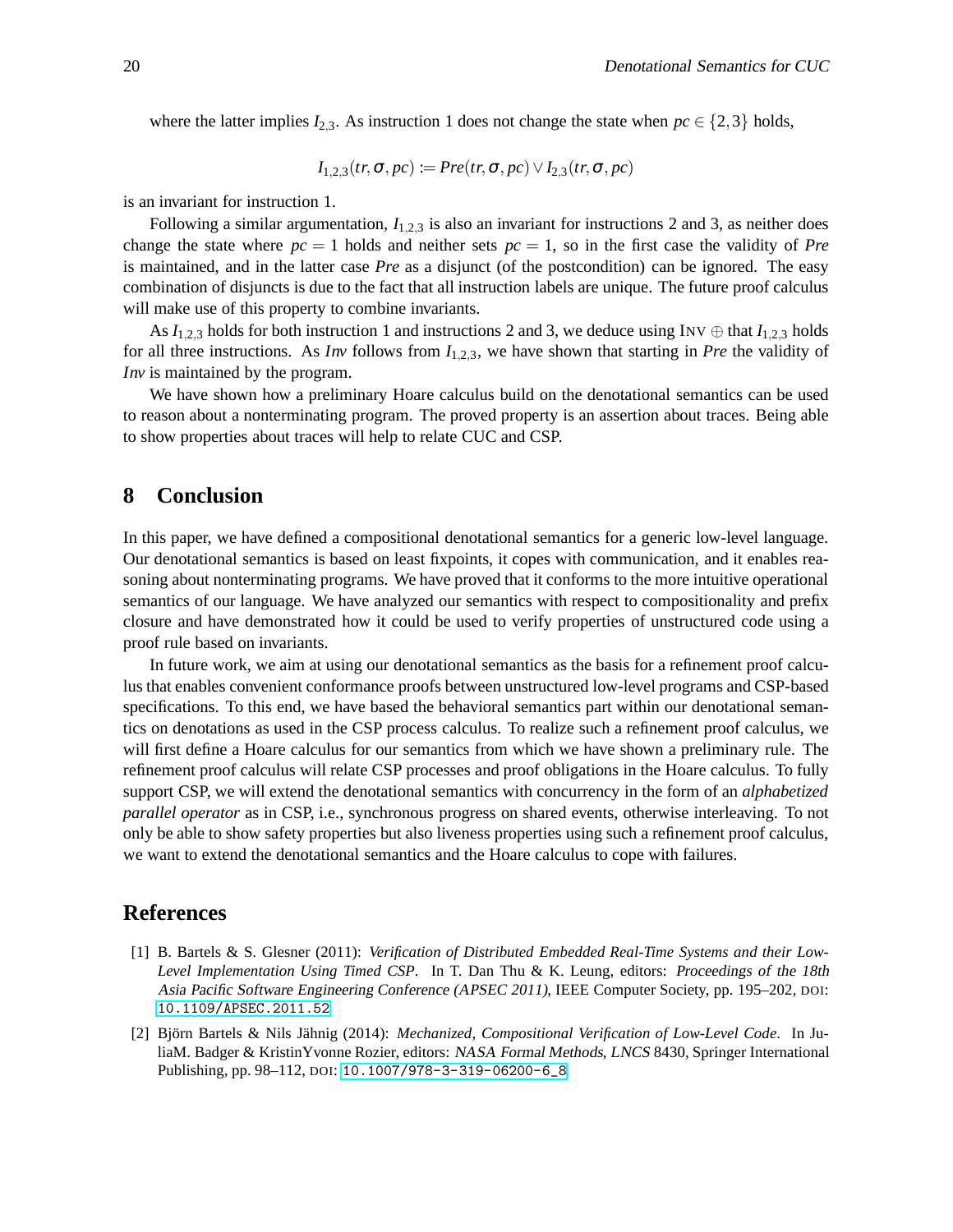where the latter implies $I_{2,3}$. As instruction 1 does not change the state when $pc \in \{2,3\}$ holds,

$$I_{1,2,3}(tr,\sigma,pc) := Pre(tr,\sigma,pc) \vee I_{2,3}(tr,\sigma,pc)$$

is an invariant for instruction 1.

Following a similar argumentation, $I_{1,2,3}$ is also an invariant for instructions 2 and 3, as neither does change the state where $pc = 1$ holds and neither sets $pc = 1$, so in the first case the validity of *Pre* is maintained, and in the latter case *Pre* as a disjunct (of the postcondition) can be ignored. The easy combination of disjuncts is due to the fact that all instruction labels are unique. The future proof calculus will make use of this property to combine invariants.

As $I_{1,2,3}$ holds for both instruction 1 and instructions 2 and 3, we deduce using INV $\oplus$ that $I_{1,2,3}$ holds for all three instructions. As *Inv* follows from $I_{1,2,3}$, we have shown that starting in *Pre* the validity of *Inv* is maintained by the program.

We have shown how a preliminary Hoare calculus build on the denotational semantics can be used to reason about a nonterminating program. The proved property is an assertion about traces. Being able to show properties about traces will help to relate CUC and CSP.

## 8 Conclusion

In this paper, we have defined a compositional denotational semantics for a generic low-level language. Our denotational semantics is based on least fixpoints, it copes with communication, and it enables reasoning about nonterminating programs. We have proved that it conforms to the more intuitive operational semantics of our language. We have analyzed our semantics with respect to compositionality and prefix closure and have demonstrated how it could be used to verify properties of unstructured code using a proof rule based on invariants.

In future work, we aim at using our denotational semantics as the basis for a refinement proof calculus that enables convenient conformance proofs between unstructured low-level programs and CSP-based specifications. To this end, we have based the behavioral semantics part within our denotational semantics on denotations as used in the CSP process calculus. To realize such a refinement proof calculus, we will first define a Hoare calculus for our semantics from which we have shown a preliminary rule. The refinement proof calculus will relate CSP processes and proof obligations in the Hoare calculus. To fully support CSP, we will extend the denotational semantics with concurrency in the form of an *alphabetized parallel operator* as in CSP, i.e., synchronous progress on shared events, otherwise interleaving. To not only be able to show safety properties but also liveness properties using such a refinement proof calculus, we want to extend the denotational semantics and the Hoare calculus to cope with failures.

## References

[1] B. Bartels & S. Glesner (2011): *Verification of Distributed Embedded Real-Time Systems and their Low-Level Implementation Using Timed CSP*. In T. Dan Thu & K. Leung, editors: *Proceedings of the 18th Asia Pacific Software Engineering Conference (APSEC 2011)*, IEEE Computer Society, pp. 195–202, DOI: 10.1109/APSEC.2011.52

[2] Björn Bartels & Nils Jähnig (2014): *Mechanized, Compositional Verification of Low-Level Code*. In JuliaM. Badger & KristinYvonne Rozier, editors: *NASA Formal Methods*, *LNCS* 8430, Springer International Publishing, pp. 98–112, DOI: 10.1007/978-3-319-06200-6_8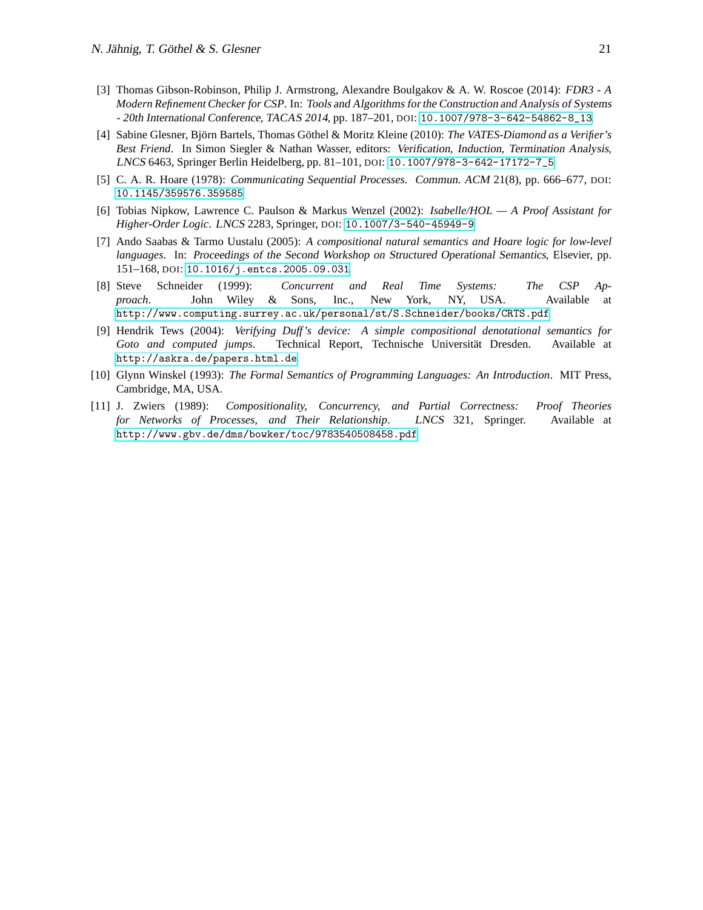[3] Thomas Gibson-Robinson, Philip J. Armstrong, Alexandre Boulgakov & A. W. Roscoe (2014): *FDR3 - A Modern Refinement Checker for CSP*. In: *Tools and Algorithms for the Construction and Analysis of Systems - 20th International Conference, TACAS 2014*, pp. 187–201, DOI: 10.1007/978-3-642-54862-8_13.

[4] Sabine Glesner, Björn Bartels, Thomas Göthel & Moritz Kleine (2010): *The VATES-Diamond as a Verifier's Best Friend*. In Simon Siegler & Nathan Wasser, editors: *Verification, Induction, Termination Analysis*, *LNCS* 6463, Springer Berlin Heidelberg, pp. 81–101, DOI: 10.1007/978-3-642-17172-7_5.

[5] C. A. R. Hoare (1978): *Communicating Sequential Processes*. *Commun. ACM* 21(8), pp. 666–677, DOI: 10.1145/359576.359585.

[6] Tobias Nipkow, Lawrence C. Paulson & Markus Wenzel (2002): *Isabelle/HOL — A Proof Assistant for Higher-Order Logic*. *LNCS* 2283, Springer, DOI: 10.1007/3-540-45949-9.

[7] Ando Saabas & Tarmo Uustalu (2005): *A compositional natural semantics and Hoare logic for low-level languages*. In: *Proceedings of the Second Workshop on Structured Operational Semantics*, Elsevier, pp. 151–168, DOI: 10.1016/j.entcs.2005.09.031.

[8] Steve Schneider (1999): *Concurrent and Real Time Systems: The CSP Approach*. John Wiley & Sons, Inc., New York, NY, USA. Available at http://www.computing.surrey.ac.uk/personal/st/S.Schneider/books/CRTS.pdf.

[9] Hendrik Tews (2004): *Verifying Duff's device: A simple compositional denotational semantics for Goto and computed jumps*. Technical Report, Technische Universität Dresden. Available at http://askra.de/papers.html.de.

[10] Glynn Winskel (1993): *The Formal Semantics of Programming Languages: An Introduction*. MIT Press, Cambridge, MA, USA.

[11] J. Zwiers (1989): *Compositionality, Concurrency, and Partial Correctness: Proof Theories for Networks of Processes, and Their Relationship*. *LNCS* 321, Springer. Available at http://www.gbv.de/dms/bowker/toc/9783540508458.pdf.